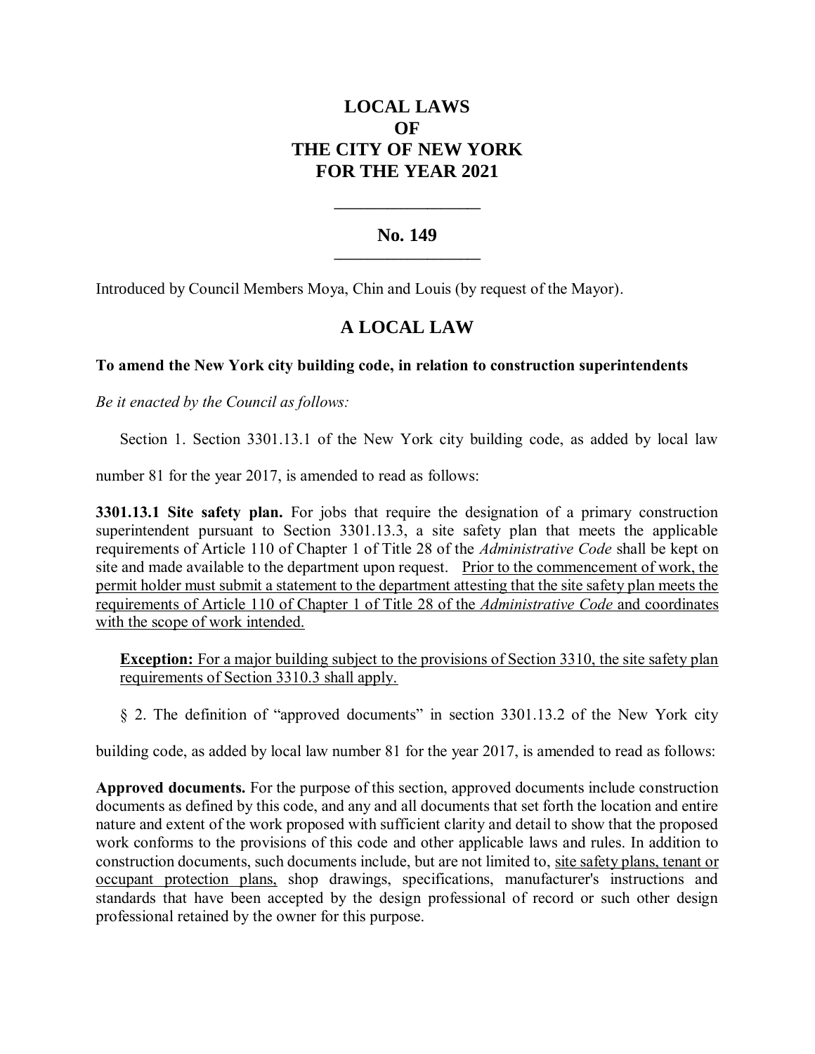# LOCAL LAWS
# OF
# THE CITY OF NEW YORK
# FOR THE YEAR 2021

---

## No. 149

---

Introduced by Council Members Moya, Chin and Louis (by request of the Mayor).

## A LOCAL LAW

**To amend the New York city building code, in relation to construction superintendents**

*Be it enacted by the Council as follows:*

Section 1. Section 3301.13.1 of the New York city building code, as added by local law number 81 for the year 2017, is amended to read as follows:

**3301.13.1 Site safety plan.** For jobs that require the designation of a primary construction superintendent pursuant to Section 3301.13.3, a site safety plan that meets the applicable requirements of Article 110 of Chapter 1 of Title 28 of the *Administrative Code* shall be kept on site and made available to the department upon request. <u>Prior to the commencement of work, the permit holder must submit a statement to the department attesting that the site safety plan meets the requirements of Article 110 of Chapter 1 of Title 28 of the *Administrative Code* and coordinates with the scope of work intended.</u>

**<u>Exception:</u>** <u>For a major building subject to the provisions of Section 3310, the site safety plan requirements of Section 3310.3 shall apply.</u>

§ 2. The definition of "approved documents" in section 3301.13.2 of the New York city building code, as added by local law number 81 for the year 2017, is amended to read as follows:

**Approved documents.** For the purpose of this section, approved documents include construction documents as defined by this code, and any and all documents that set forth the location and entire nature and extent of the work proposed with sufficient clarity and detail to show that the proposed work conforms to the provisions of this code and other applicable laws and rules. In addition to construction documents, such documents include, but are not limited to, <u>site safety plans, tenant or occupant protection plans,</u> shop drawings, specifications, manufacturer's instructions and standards that have been accepted by the design professional of record or such other design professional retained by the owner for this purpose.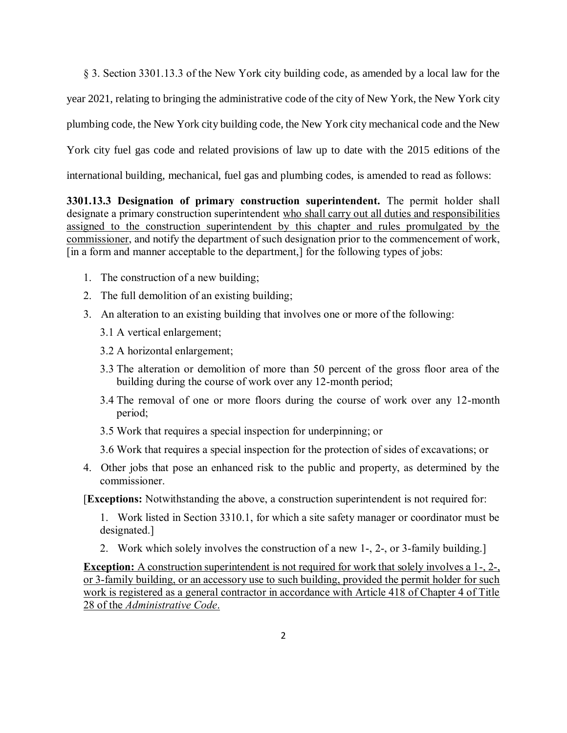§ 3. Section 3301.13.3 of the New York city building code, as amended by a local law for the year 2021, relating to bringing the administrative code of the city of New York, the New York city plumbing code, the New York city building code, the New York city mechanical code and the New York city fuel gas code and related provisions of law up to date with the 2015 editions of the international building, mechanical, fuel gas and plumbing codes, is amended to read as follows:

**3301.13.3 Designation of primary construction superintendent.** The permit holder shall designate a primary construction superintendent <u>who shall carry out all duties and responsibilities assigned to the construction superintendent by this chapter and rules promulgated by the commissioner</u>, and notify the department of such designation prior to the commencement of work, [in a form and manner acceptable to the department,] for the following types of jobs:

1. The construction of a new building;
2. The full demolition of an existing building;
3. An alteration to an existing building that involves one or more of the following:
   - 3.1 A vertical enlargement;
   - 3.2 A horizontal enlargement;
   - 3.3 The alteration or demolition of more than 50 percent of the gross floor area of the building during the course of work over any 12-month period;
   - 3.4 The removal of one or more floors during the course of work over any 12-month period;
   - 3.5 Work that requires a special inspection for underpinning; or
   - 3.6 Work that requires a special inspection for the protection of sides of excavations; or
4. Other jobs that pose an enhanced risk to the public and property, as determined by the commissioner.

[**Exceptions:** Notwithstanding the above, a construction superintendent is not required for:

1. Work listed in Section 3310.1, for which a site safety manager or coordinator must be designated.]
2. Work which solely involves the construction of a new 1-, 2-, or 3-family building.]

<u>**Exception:** A construction superintendent is not required for work that solely involves a 1-, 2-, or 3-family building, or an accessory use to such building, provided the permit holder for such work is registered as a general contractor in accordance with Article 418 of Chapter 4 of Title 28 of the *Administrative Code*.</u>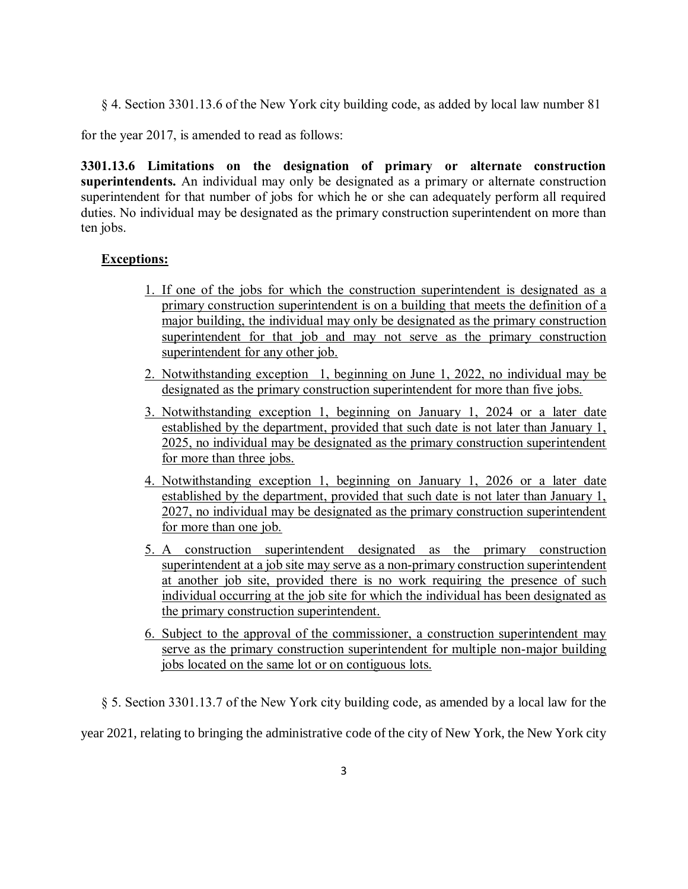§ 4. Section 3301.13.6 of the New York city building code, as added by local law number 81 for the year 2017, is amended to read as follows:

**3301.13.6 Limitations on the designation of primary or alternate construction superintendents.** An individual may only be designated as a primary or alternate construction superintendent for that number of jobs for which he or she can adequately perform all required duties. No individual may be designated as the primary construction superintendent on more than ten jobs.

**Exceptions:**

1. If one of the jobs for which the construction superintendent is designated as a primary construction superintendent is on a building that meets the definition of a major building, the individual may only be designated as the primary construction superintendent for that job and may not serve as the primary construction superintendent for any other job.
2. Notwithstanding exception 1, beginning on June 1, 2022, no individual may be designated as the primary construction superintendent for more than five jobs.
3. Notwithstanding exception 1, beginning on January 1, 2024 or a later date established by the department, provided that such date is not later than January 1, 2025, no individual may be designated as the primary construction superintendent for more than three jobs.
4. Notwithstanding exception 1, beginning on January 1, 2026 or a later date established by the department, provided that such date is not later than January 1, 2027, no individual may be designated as the primary construction superintendent for more than one job.
5. A construction superintendent designated as the primary construction superintendent at a job site may serve as a non-primary construction superintendent at another job site, provided there is no work requiring the presence of such individual occurring at the job site for which the individual has been designated as the primary construction superintendent.
6. Subject to the approval of the commissioner, a construction superintendent may serve as the primary construction superintendent for multiple non-major building jobs located on the same lot or on contiguous lots.

§ 5. Section 3301.13.7 of the New York city building code, as amended by a local law for the year 2021, relating to bringing the administrative code of the city of New York, the New York city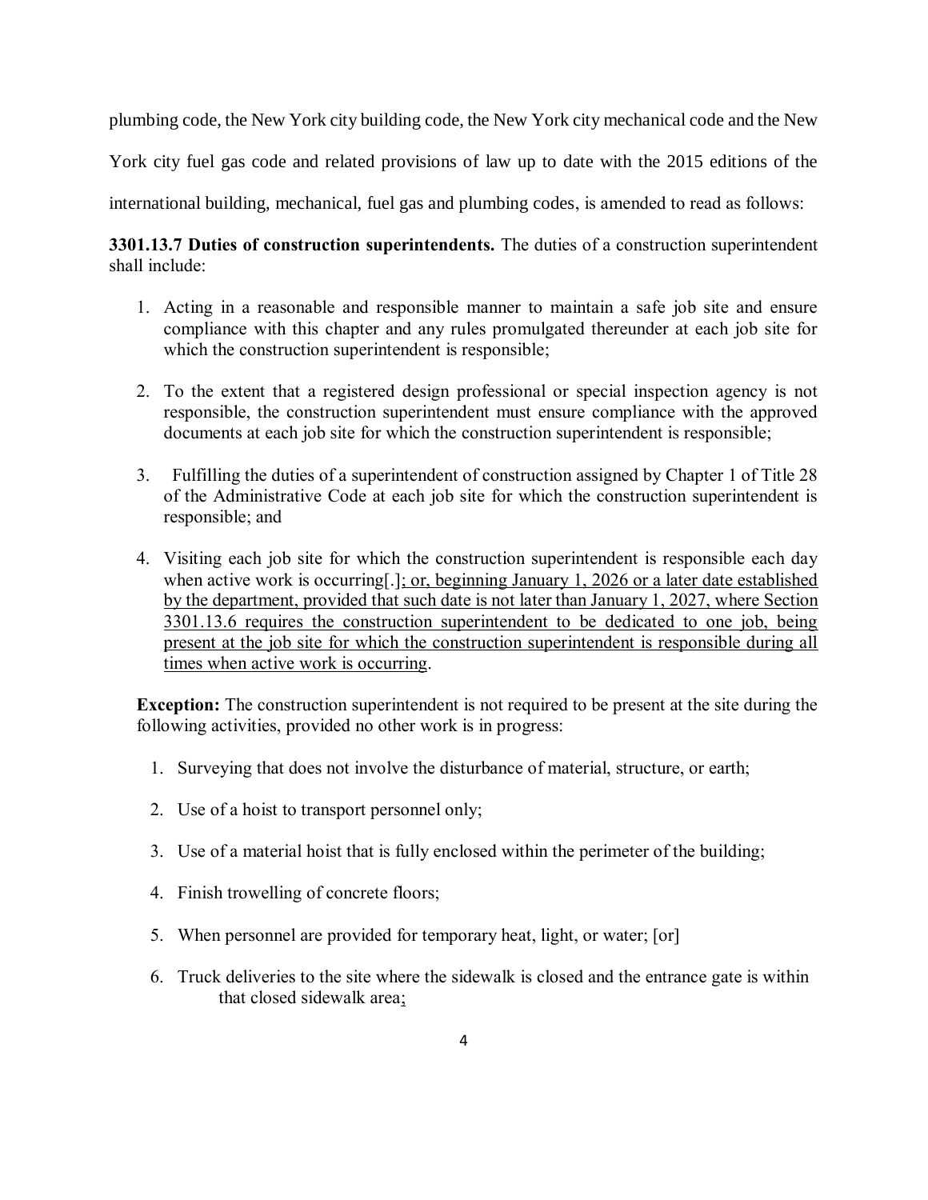plumbing code, the New York city building code, the New York city mechanical code and the New York city fuel gas code and related provisions of law up to date with the 2015 editions of the international building, mechanical, fuel gas and plumbing codes, is amended to read as follows:

**3301.13.7 Duties of construction superintendents.** The duties of a construction superintendent shall include:

1. Acting in a reasonable and responsible manner to maintain a safe job site and ensure compliance with this chapter and any rules promulgated thereunder at each job site for which the construction superintendent is responsible;

2. To the extent that a registered design professional or special inspection agency is not responsible, the construction superintendent must ensure compliance with the approved documents at each job site for which the construction superintendent is responsible;

3. Fulfilling the duties of a superintendent of construction assigned by Chapter 1 of Title 28 of the Administrative Code at each job site for which the construction superintendent is responsible; and

4. Visiting each job site for which the construction superintendent is responsible each day when active work is occurring[.]<u>; or, beginning January 1, 2026 or a later date established by the department, provided that such date is not later than January 1, 2027, where Section 3301.13.6 requires the construction superintendent to be dedicated to one job, being present at the job site for which the construction superintendent is responsible during all times when active work is occurring</u>.

**Exception:** The construction superintendent is not required to be present at the site during the following activities, provided no other work is in progress:

1. Surveying that does not involve the disturbance of material, structure, or earth;
2. Use of a hoist to transport personnel only;
3. Use of a material hoist that is fully enclosed within the perimeter of the building;
4. Finish trowelling of concrete floors;
5. When personnel are provided for temporary heat, light, or water; [or]
6. Truck deliveries to the site where the sidewalk is closed and the entrance gate is within that closed sidewalk area<u>;</u>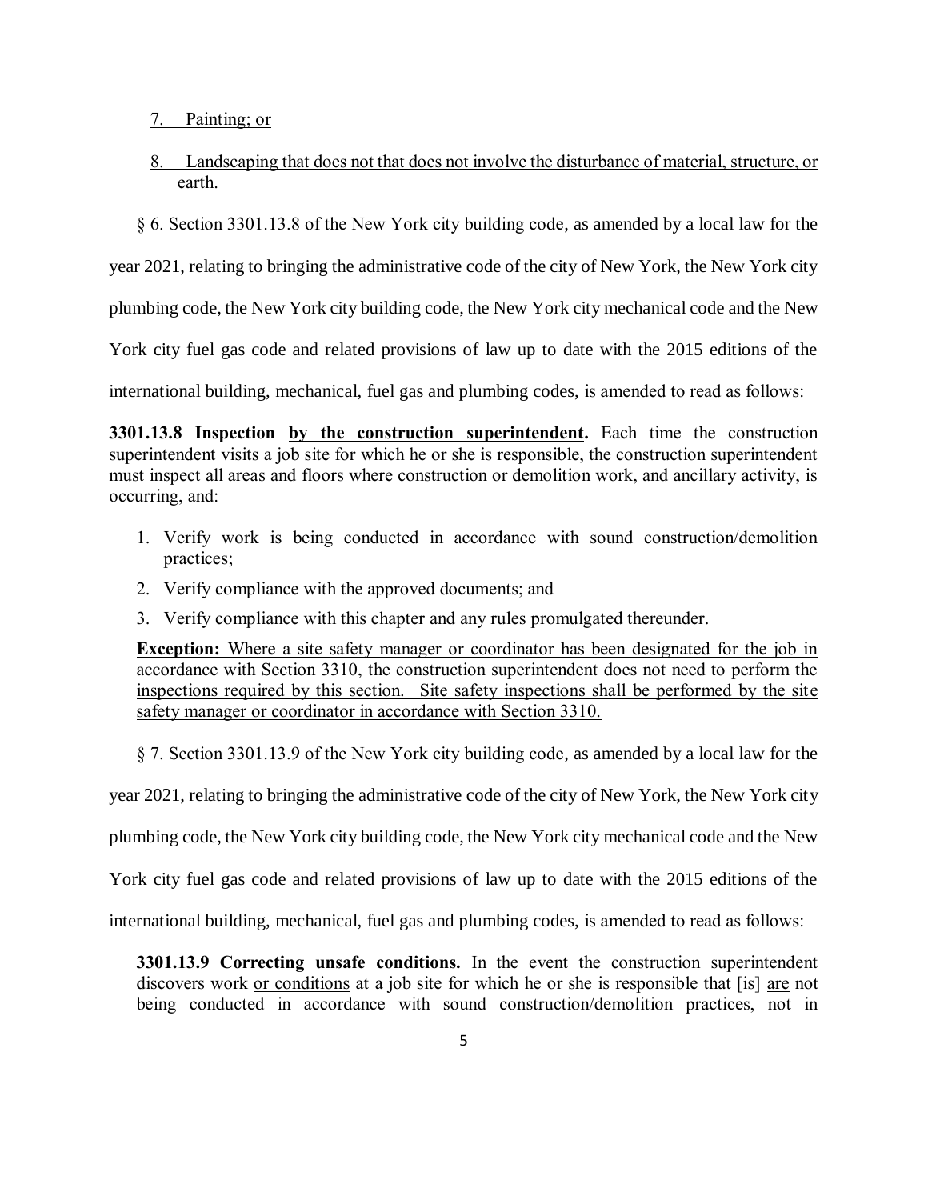7. <u>Painting; or</u>

8. <u>Landscaping that does not that does not involve the disturbance of material, structure, or earth</u>.

§ 6. Section 3301.13.8 of the New York city building code, as amended by a local law for the year 2021, relating to bringing the administrative code of the city of New York, the New York city plumbing code, the New York city building code, the New York city mechanical code and the New York city fuel gas code and related provisions of law up to date with the 2015 editions of the international building, mechanical, fuel gas and plumbing codes, is amended to read as follows:

**3301.13.8 Inspection <u>by the construction superintendent</u>.** Each time the construction superintendent visits a job site for which he or she is responsible, the construction superintendent must inspect all areas and floors where construction or demolition work, and ancillary activity, is occurring, and:

1. Verify work is being conducted in accordance with sound construction/demolition practices;
2. Verify compliance with the approved documents; and
3. Verify compliance with this chapter and any rules promulgated thereunder.

<u>**Exception:** Where a site safety manager or coordinator has been designated for the job in accordance with Section 3310, the construction superintendent does not need to perform the inspections required by this section. Site safety inspections shall be performed by the site safety manager or coordinator in accordance with Section 3310.</u>

§ 7. Section 3301.13.9 of the New York city building code, as amended by a local law for the year 2021, relating to bringing the administrative code of the city of New York, the New York city plumbing code, the New York city building code, the New York city mechanical code and the New York city fuel gas code and related provisions of law up to date with the 2015 editions of the international building, mechanical, fuel gas and plumbing codes, is amended to read as follows:

**3301.13.9 Correcting unsafe conditions.** In the event the construction superintendent discovers work <u>or conditions</u> at a job site for which he or she is responsible that [is] <u>are</u> not being conducted in accordance with sound construction/demolition practices, not in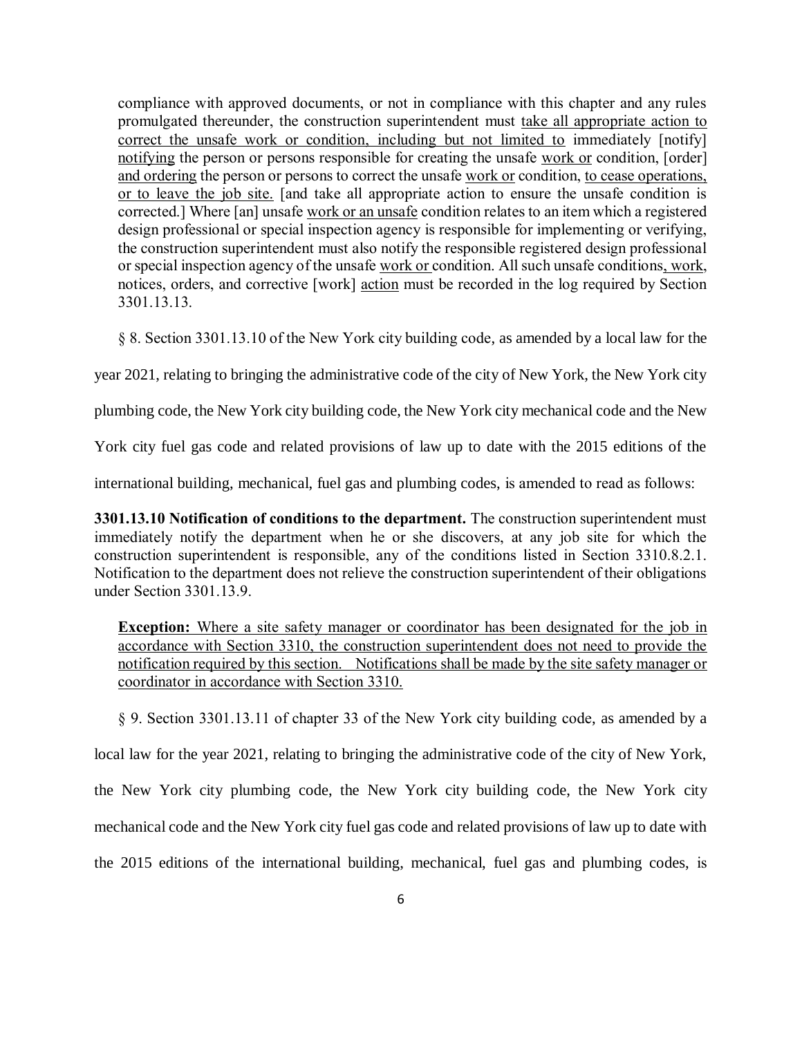compliance with approved documents, or not in compliance with this chapter and any rules promulgated thereunder, the construction superintendent must <u>take all appropriate action to correct the unsafe work or condition, including but not limited to</u> immediately [notify] <u>notifying</u> the person or persons responsible for creating the unsafe <u>work or</u> condition, [order] <u>and ordering</u> the person or persons to correct the unsafe <u>work or</u> condition, <u>to cease operations, or to leave the job site.</u> [and take all appropriate action to ensure the unsafe condition is corrected.] Where [an] unsafe <u>work or an unsafe</u> condition relates to an item which a registered design professional or special inspection agency is responsible for implementing or verifying, the construction superintendent must also notify the responsible registered design professional or special inspection agency of the unsafe <u>work or</u> condition. All such unsafe conditions<u>, work,</u> notices, orders, and corrective [work] <u>action</u> must be recorded in the log required by Section 3301.13.13.

§ 8. Section 3301.13.10 of the New York city building code, as amended by a local law for the year 2021, relating to bringing the administrative code of the city of New York, the New York city plumbing code, the New York city building code, the New York city mechanical code and the New York city fuel gas code and related provisions of law up to date with the 2015 editions of the international building, mechanical, fuel gas and plumbing codes, is amended to read as follows:

**3301.13.10 Notification of conditions to the department.** The construction superintendent must immediately notify the department when he or she discovers, at any job site for which the construction superintendent is responsible, any of the conditions listed in Section 3310.8.2.1. Notification to the department does not relieve the construction superintendent of their obligations under Section 3301.13.9.

<u>**Exception:** Where a site safety manager or coordinator has been designated for the job in accordance with Section 3310, the construction superintendent does not need to provide the notification required by this section. Notifications shall be made by the site safety manager or coordinator in accordance with Section 3310.</u>

§ 9. Section 3301.13.11 of chapter 33 of the New York city building code, as amended by a local law for the year 2021, relating to bringing the administrative code of the city of New York, the New York city plumbing code, the New York city building code, the New York city mechanical code and the New York city fuel gas code and related provisions of law up to date with the 2015 editions of the international building, mechanical, fuel gas and plumbing codes, is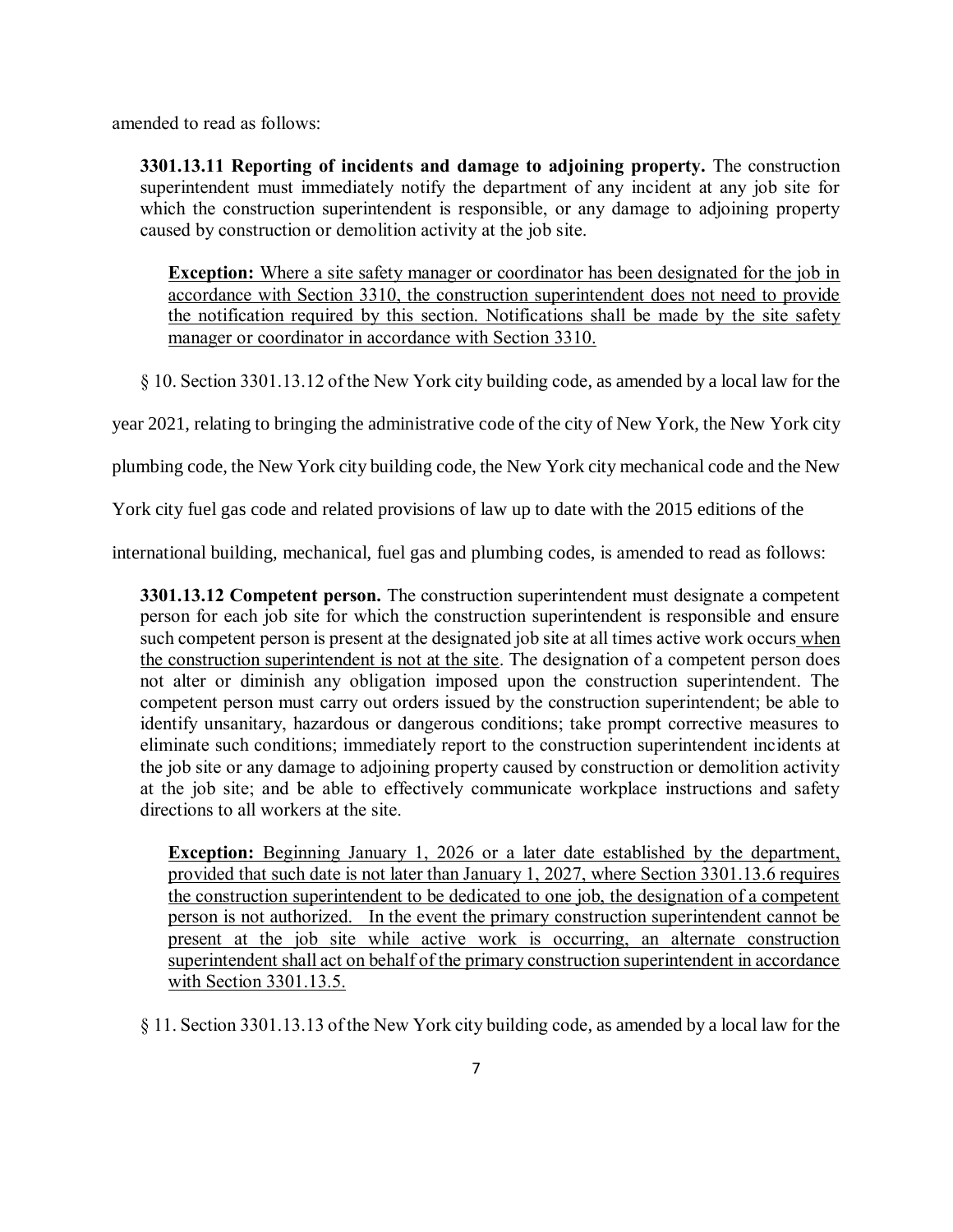amended to read as follows:

> **3301.13.11 Reporting of incidents and damage to adjoining property.** The construction superintendent must immediately notify the department of any incident at any job site for which the construction superintendent is responsible, or any damage to adjoining property caused by construction or demolition activity at the job site.
>
> > **Exception:** Where a site safety manager or coordinator has been designated for the job in accordance with Section 3310, the construction superintendent does not need to provide the notification required by this section. Notifications shall be made by the site safety manager or coordinator in accordance with Section 3310.

§ 10. Section 3301.13.12 of the New York city building code, as amended by a local law for the year 2021, relating to bringing the administrative code of the city of New York, the New York city plumbing code, the New York city building code, the New York city mechanical code and the New York city fuel gas code and related provisions of law up to date with the 2015 editions of the international building, mechanical, fuel gas and plumbing codes, is amended to read as follows:

> **3301.13.12 Competent person.** The construction superintendent must designate a competent person for each job site for which the construction superintendent is responsible and ensure such competent person is present at the designated job site at all times active work occurs when the construction superintendent is not at the site. The designation of a competent person does not alter or diminish any obligation imposed upon the construction superintendent. The competent person must carry out orders issued by the construction superintendent; be able to identify unsanitary, hazardous or dangerous conditions; take prompt corrective measures to eliminate such conditions; immediately report to the construction superintendent incidents at the job site or any damage to adjoining property caused by construction or demolition activity at the job site; and be able to effectively communicate workplace instructions and safety directions to all workers at the site.
>
> > **Exception:** Beginning January 1, 2026 or a later date established by the department, provided that such date is not later than January 1, 2027, where Section 3301.13.6 requires the construction superintendent to be dedicated to one job, the designation of a competent person is not authorized. In the event the primary construction superintendent cannot be present at the job site while active work is occurring, an alternate construction superintendent shall act on behalf of the primary construction superintendent in accordance with Section 3301.13.5.

§ 11. Section 3301.13.13 of the New York city building code, as amended by a local law for the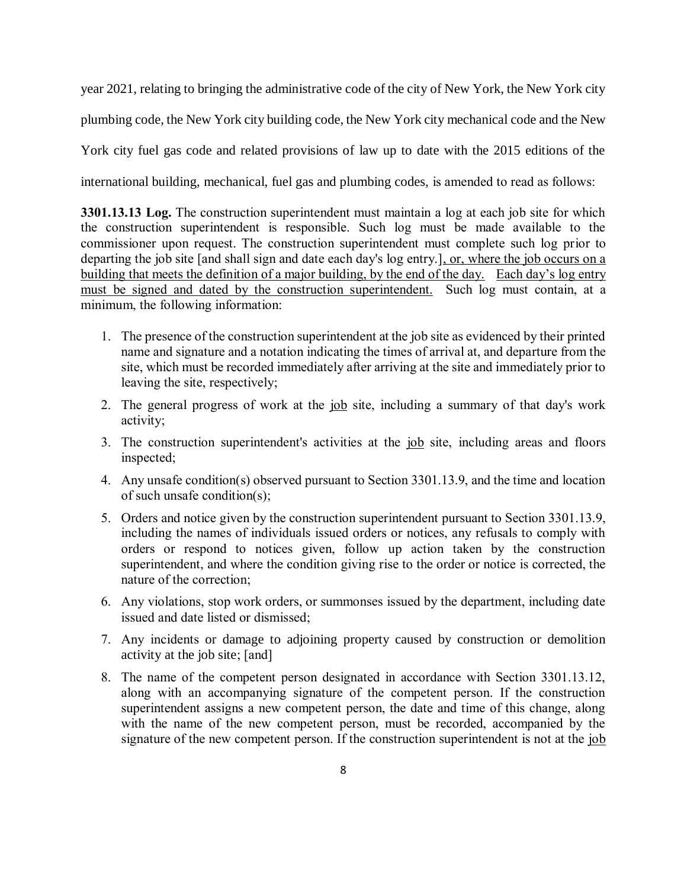year 2021, relating to bringing the administrative code of the city of New York, the New York city plumbing code, the New York city building code, the New York city mechanical code and the New York city fuel gas code and related provisions of law up to date with the 2015 editions of the international building, mechanical, fuel gas and plumbing codes, is amended to read as follows:

**3301.13.13 Log.** The construction superintendent must maintain a log at each job site for which the construction superintendent is responsible. Such log must be made available to the commissioner upon request. The construction superintendent must complete such log prior to departing the job site [and shall sign and date each day's log entry.], or, where the job occurs on a building that meets the definition of a major building, by the end of the day. Each day's log entry must be signed and dated by the construction superintendent. Such log must contain, at a minimum, the following information:

1. The presence of the construction superintendent at the job site as evidenced by their printed name and signature and a notation indicating the times of arrival at, and departure from the site, which must be recorded immediately after arriving at the site and immediately prior to leaving the site, respectively;
2. The general progress of work at the job site, including a summary of that day's work activity;
3. The construction superintendent's activities at the job site, including areas and floors inspected;
4. Any unsafe condition(s) observed pursuant to Section 3301.13.9, and the time and location of such unsafe condition(s);
5. Orders and notice given by the construction superintendent pursuant to Section 3301.13.9, including the names of individuals issued orders or notices, any refusals to comply with orders or respond to notices given, follow up action taken by the construction superintendent, and where the condition giving rise to the order or notice is corrected, the nature of the correction;
6. Any violations, stop work orders, or summonses issued by the department, including date issued and date listed or dismissed;
7. Any incidents or damage to adjoining property caused by construction or demolition activity at the job site; [and]
8. The name of the competent person designated in accordance with Section 3301.13.12, along with an accompanying signature of the competent person. If the construction superintendent assigns a new competent person, the date and time of this change, along with the name of the new competent person, must be recorded, accompanied by the signature of the new competent person. If the construction superintendent is not at the job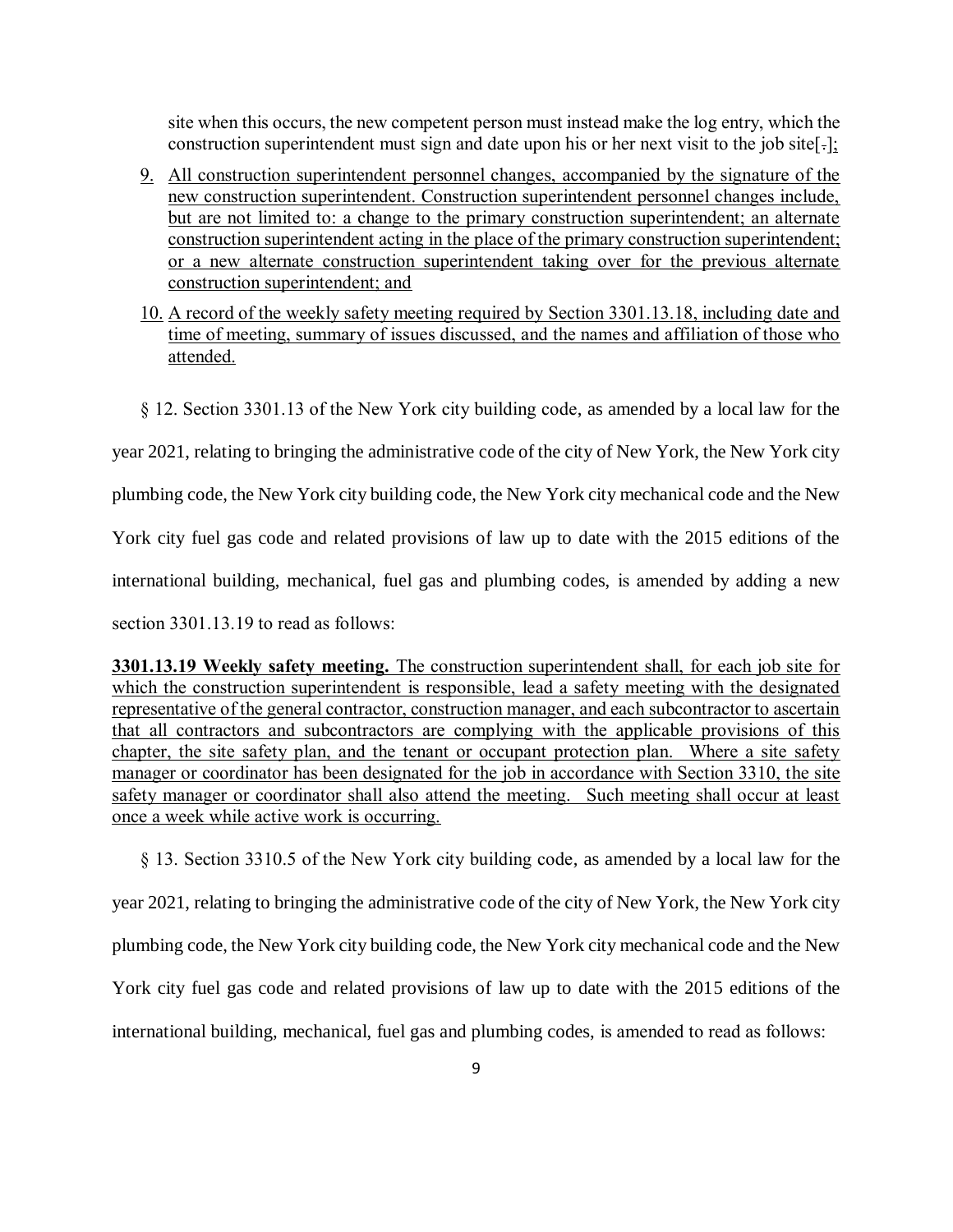site when this occurs, the new competent person must instead make the log entry, which the construction superintendent must sign and date upon his or her next visit to the job site[.];

9. All construction superintendent personnel changes, accompanied by the signature of the new construction superintendent. Construction superintendent personnel changes include, but are not limited to: a change to the primary construction superintendent; an alternate construction superintendent acting in the place of the primary construction superintendent; or a new alternate construction superintendent taking over for the previous alternate construction superintendent; and
10. A record of the weekly safety meeting required by Section 3301.13.18, including date and time of meeting, summary of issues discussed, and the names and affiliation of those who attended.

§ 12. Section 3301.13 of the New York city building code, as amended by a local law for the year 2021, relating to bringing the administrative code of the city of New York, the New York city plumbing code, the New York city building code, the New York city mechanical code and the New York city fuel gas code and related provisions of law up to date with the 2015 editions of the international building, mechanical, fuel gas and plumbing codes, is amended by adding a new section 3301.13.19 to read as follows:

**3301.13.19 Weekly safety meeting.** The construction superintendent shall, for each job site for which the construction superintendent is responsible, lead a safety meeting with the designated representative of the general contractor, construction manager, and each subcontractor to ascertain that all contractors and subcontractors are complying with the applicable provisions of this chapter, the site safety plan, and the tenant or occupant protection plan. Where a site safety manager or coordinator has been designated for the job in accordance with Section 3310, the site safety manager or coordinator shall also attend the meeting. Such meeting shall occur at least once a week while active work is occurring.

§ 13. Section 3310.5 of the New York city building code, as amended by a local law for the year 2021, relating to bringing the administrative code of the city of New York, the New York city plumbing code, the New York city building code, the New York city mechanical code and the New York city fuel gas code and related provisions of law up to date with the 2015 editions of the international building, mechanical, fuel gas and plumbing codes, is amended to read as follows: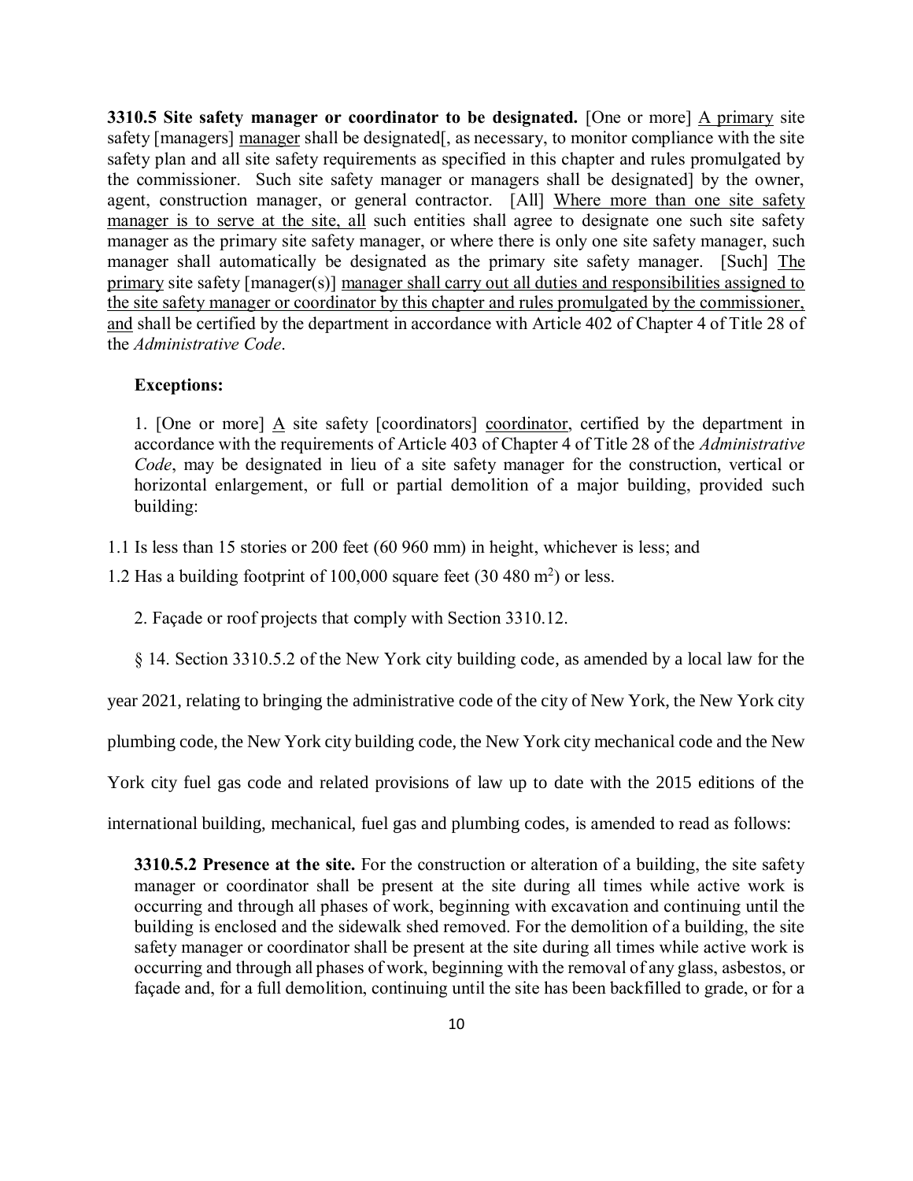**3310.5 Site safety manager or coordinator to be designated.** [One or more] A primary site safety [managers] manager shall be designated[, as necessary, to monitor compliance with the site safety plan and all site safety requirements as specified in this chapter and rules promulgated by the commissioner. Such site safety manager or managers shall be designated] by the owner, agent, construction manager, or general contractor. [All] Where more than one site safety manager is to serve at the site, all such entities shall agree to designate one such site safety manager as the primary site safety manager, or where there is only one site safety manager, such manager shall automatically be designated as the primary site safety manager. [Such] The primary site safety [manager(s)] manager shall carry out all duties and responsibilities assigned to the site safety manager or coordinator by this chapter and rules promulgated by the commissioner, and shall be certified by the department in accordance with Article 402 of Chapter 4 of Title 28 of the *Administrative Code*.

**Exceptions:**

1. [One or more] A site safety [coordinators] coordinator, certified by the department in accordance with the requirements of Article 403 of Chapter 4 of Title 28 of the *Administrative Code*, may be designated in lieu of a site safety manager for the construction, vertical or horizontal enlargement, or full or partial demolition of a major building, provided such building:

1.1 Is less than 15 stories or 200 feet (60 960 mm) in height, whichever is less; and

1.2 Has a building footprint of 100,000 square feet (30 480 $m^2$) or less.

2. Façade or roof projects that comply with Section 3310.12.

§ 14. Section 3310.5.2 of the New York city building code, as amended by a local law for the year 2021, relating to bringing the administrative code of the city of New York, the New York city plumbing code, the New York city building code, the New York city mechanical code and the New York city fuel gas code and related provisions of law up to date with the 2015 editions of the international building, mechanical, fuel gas and plumbing codes, is amended to read as follows:

**3310.5.2 Presence at the site.** For the construction or alteration of a building, the site safety manager or coordinator shall be present at the site during all times while active work is occurring and through all phases of work, beginning with excavation and continuing until the building is enclosed and the sidewalk shed removed. For the demolition of a building, the site safety manager or coordinator shall be present at the site during all times while active work is occurring and through all phases of work, beginning with the removal of any glass, asbestos, or façade and, for a full demolition, continuing until the site has been backfilled to grade, or for a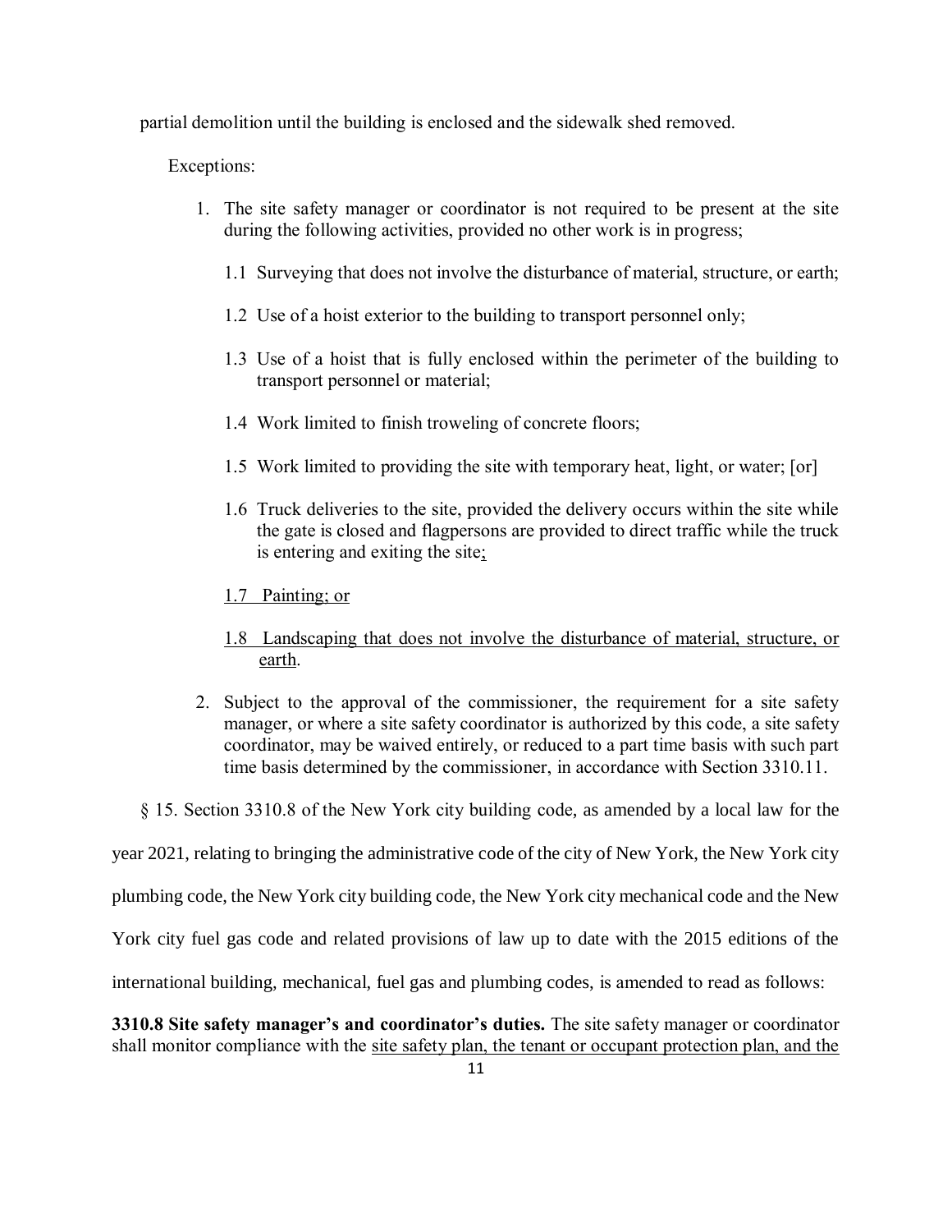partial demolition until the building is enclosed and the sidewalk shed removed.

Exceptions:

1. The site safety manager or coordinator is not required to be present at the site during the following activities, provided no other work is in progress;

   1.1 Surveying that does not involve the disturbance of material, structure, or earth;

   1.2 Use of a hoist exterior to the building to transport personnel only;

   1.3 Use of a hoist that is fully enclosed within the perimeter of the building to transport personnel or material;

   1.4 Work limited to finish troweling of concrete floors;

   1.5 Work limited to providing the site with temporary heat, light, or water; [or]

   1.6 Truck deliveries to the site, provided the delivery occurs within the site while the gate is closed and flagpersons are provided to direct traffic while the truck is entering and exiting the site<u>;</u>

   <u>1.7 Painting; or</u>

   <u>1.8 Landscaping that does not involve the disturbance of material, structure, or earth</u>.

2. Subject to the approval of the commissioner, the requirement for a site safety manager, or where a site safety coordinator is authorized by this code, a site safety coordinator, may be waived entirely, or reduced to a part time basis with such part time basis determined by the commissioner, in accordance with Section 3310.11.

§ 15. Section 3310.8 of the New York city building code, as amended by a local law for the year 2021, relating to bringing the administrative code of the city of New York, the New York city plumbing code, the New York city building code, the New York city mechanical code and the New York city fuel gas code and related provisions of law up to date with the 2015 editions of the international building, mechanical, fuel gas and plumbing codes, is amended to read as follows:

**3310.8 Site safety manager's and coordinator's duties.** The site safety manager or coordinator shall monitor compliance with the <u>site safety plan, the tenant or occupant protection plan, and the</u>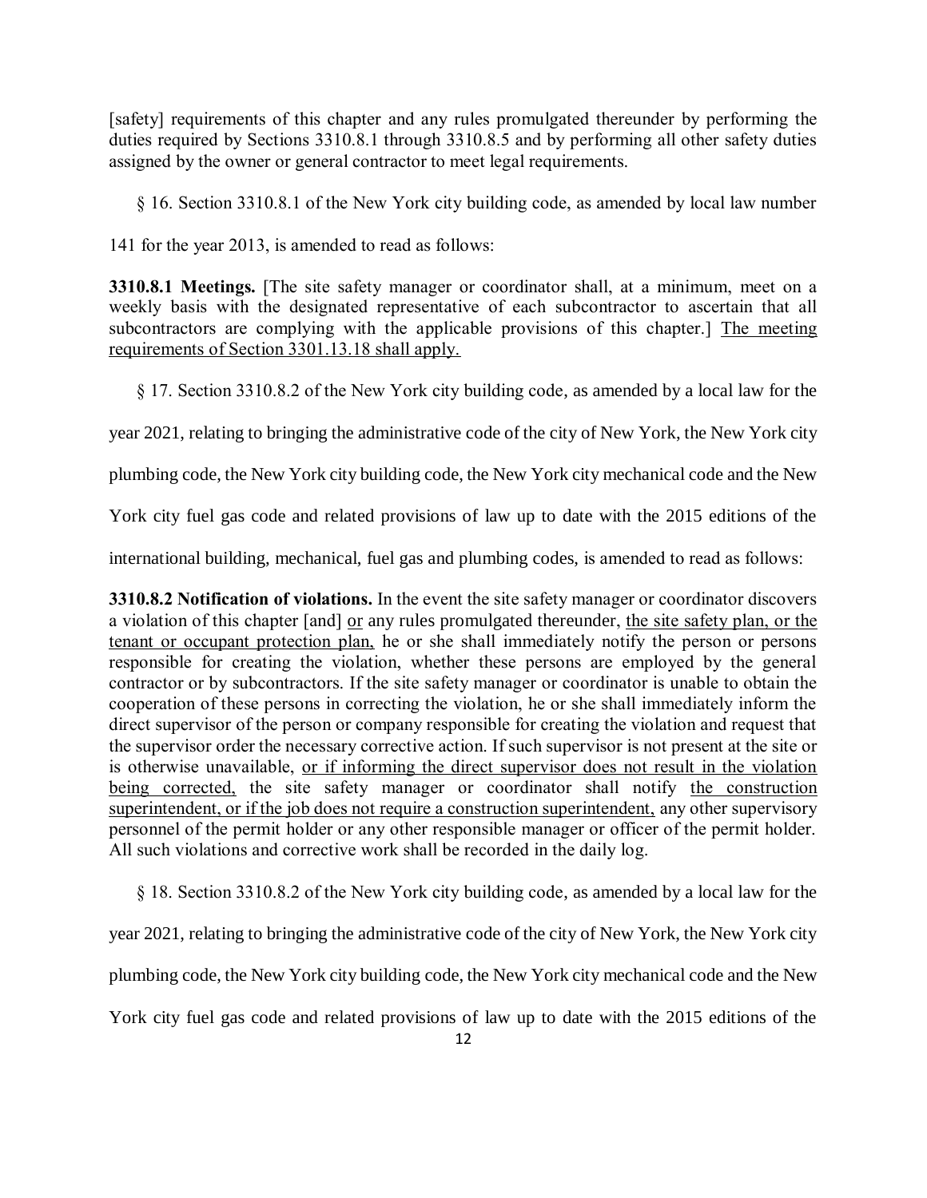[safety] requirements of this chapter and any rules promulgated thereunder by performing the duties required by Sections 3310.8.1 through 3310.8.5 and by performing all other safety duties assigned by the owner or general contractor to meet legal requirements.

§ 16. Section 3310.8.1 of the New York city building code, as amended by local law number 141 for the year 2013, is amended to read as follows:

**3310.8.1 Meetings.** [The site safety manager or coordinator shall, at a minimum, meet on a weekly basis with the designated representative of each subcontractor to ascertain that all subcontractors are complying with the applicable provisions of this chapter.] <u>The meeting requirements of Section 3301.13.18 shall apply.</u>

§ 17. Section 3310.8.2 of the New York city building code, as amended by a local law for the year 2021, relating to bringing the administrative code of the city of New York, the New York city plumbing code, the New York city building code, the New York city mechanical code and the New York city fuel gas code and related provisions of law up to date with the 2015 editions of the international building, mechanical, fuel gas and plumbing codes, is amended to read as follows:

**3310.8.2 Notification of violations.** In the event the site safety manager or coordinator discovers a violation of this chapter [and] <u>or</u> any rules promulgated thereunder, <u>the site safety plan, or the tenant or occupant protection plan,</u> he or she shall immediately notify the person or persons responsible for creating the violation, whether these persons are employed by the general contractor or by subcontractors. If the site safety manager or coordinator is unable to obtain the cooperation of these persons in correcting the violation, he or she shall immediately inform the direct supervisor of the person or company responsible for creating the violation and request that the supervisor order the necessary corrective action. If such supervisor is not present at the site or is otherwise unavailable, <u>or if informing the direct supervisor does not result in the violation being corrected,</u> the site safety manager or coordinator shall notify <u>the construction superintendent, or if the job does not require a construction superintendent,</u> any other supervisory personnel of the permit holder or any other responsible manager or officer of the permit holder. All such violations and corrective work shall be recorded in the daily log.

§ 18. Section 3310.8.2 of the New York city building code, as amended by a local law for the year 2021, relating to bringing the administrative code of the city of New York, the New York city plumbing code, the New York city building code, the New York city mechanical code and the New York city fuel gas code and related provisions of law up to date with the 2015 editions of the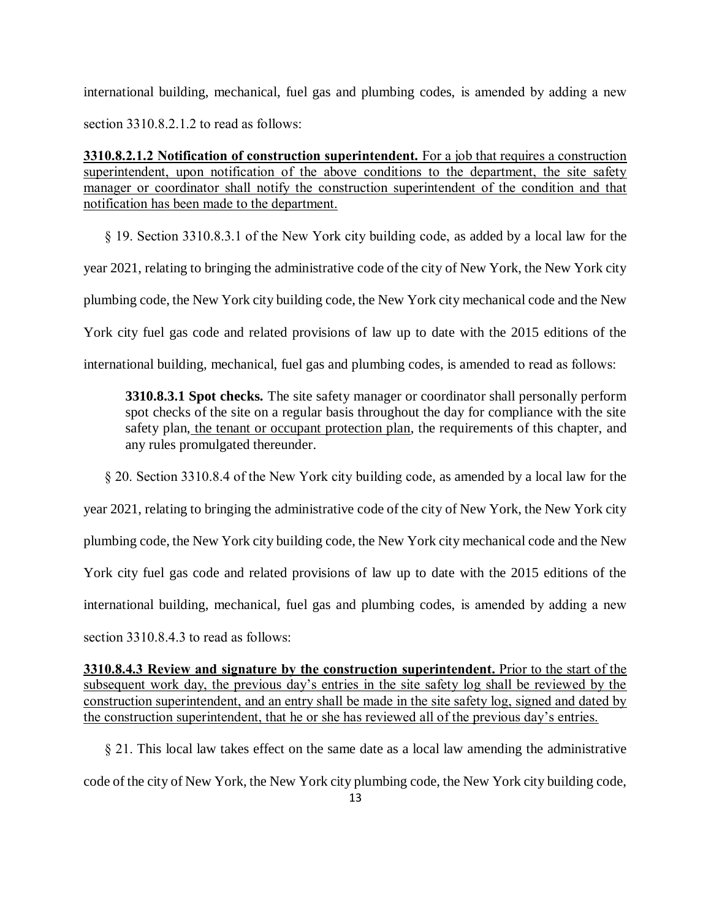international building, mechanical, fuel gas and plumbing codes, is amended by adding a new section 3310.8.2.1.2 to read as follows:

<u>**3310.8.2.1.2 Notification of construction superintendent.** For a job that requires a construction superintendent, upon notification of the above conditions to the department, the site safety manager or coordinator shall notify the construction superintendent of the condition and that notification has been made to the department.</u>

§ 19. Section 3310.8.3.1 of the New York city building code, as added by a local law for the year 2021, relating to bringing the administrative code of the city of New York, the New York city plumbing code, the New York city building code, the New York city mechanical code and the New York city fuel gas code and related provisions of law up to date with the 2015 editions of the international building, mechanical, fuel gas and plumbing codes, is amended to read as follows:

> **3310.8.3.1 Spot checks.** The site safety manager or coordinator shall personally perform spot checks of the site on a regular basis throughout the day for compliance with the site safety plan<u>, the tenant or occupant protection plan</u>, the requirements of this chapter, and any rules promulgated thereunder.

§ 20. Section 3310.8.4 of the New York city building code, as amended by a local law for the year 2021, relating to bringing the administrative code of the city of New York, the New York city plumbing code, the New York city building code, the New York city mechanical code and the New York city fuel gas code and related provisions of law up to date with the 2015 editions of the international building, mechanical, fuel gas and plumbing codes, is amended by adding a new section 3310.8.4.3 to read as follows:

<u>**3310.8.4.3 Review and signature by the construction superintendent.** Prior to the start of the subsequent work day, the previous day's entries in the site safety log shall be reviewed by the construction superintendent, and an entry shall be made in the site safety log, signed and dated by the construction superintendent, that he or she has reviewed all of the previous day's entries.</u>

§ 21. This local law takes effect on the same date as a local law amending the administrative code of the city of New York, the New York city plumbing code, the New York city building code,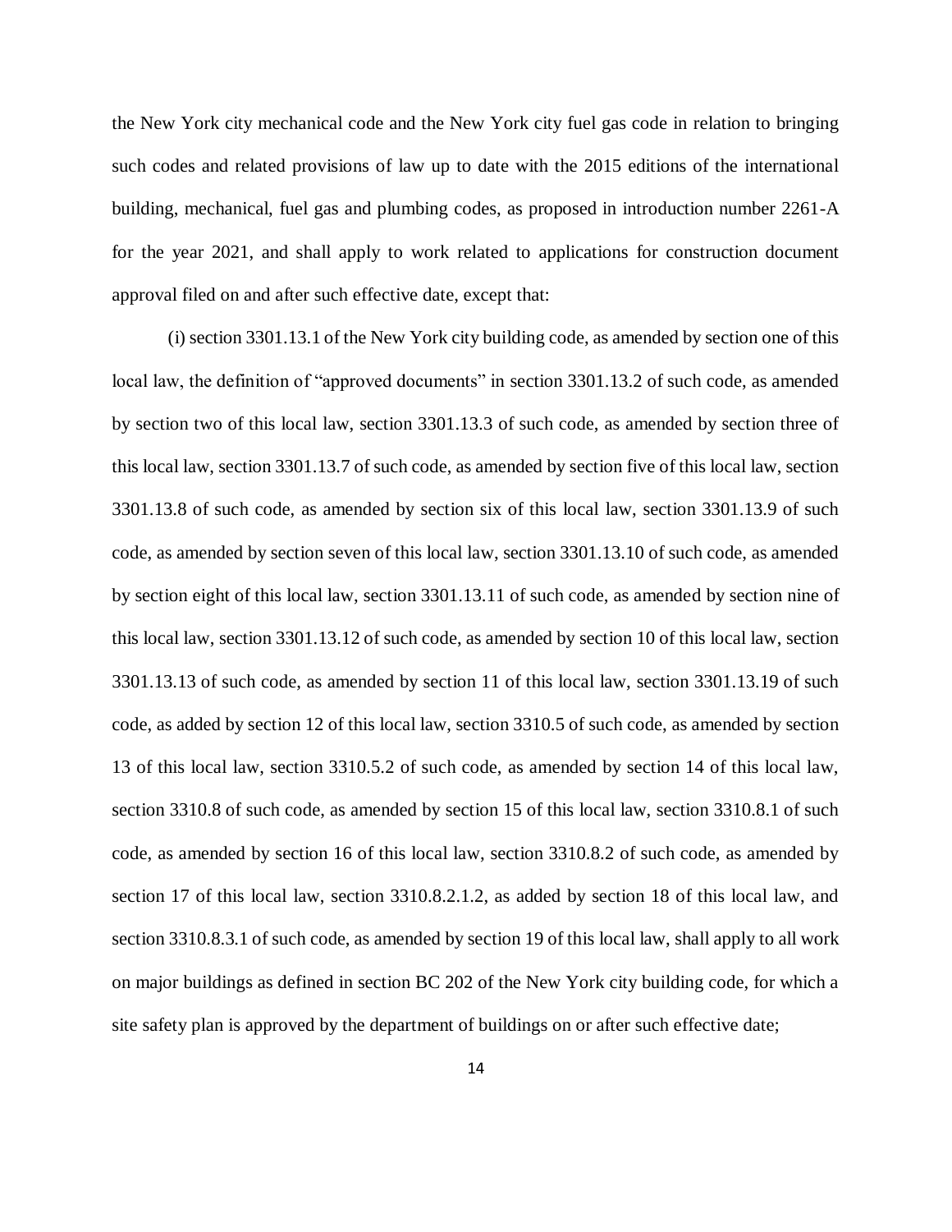the New York city mechanical code and the New York city fuel gas code in relation to bringing such codes and related provisions of law up to date with the 2015 editions of the international building, mechanical, fuel gas and plumbing codes, as proposed in introduction number 2261-A for the year 2021, and shall apply to work related to applications for construction document approval filed on and after such effective date, except that:

(i) section 3301.13.1 of the New York city building code, as amended by section one of this local law, the definition of "approved documents" in section 3301.13.2 of such code, as amended by section two of this local law, section 3301.13.3 of such code, as amended by section three of this local law, section 3301.13.7 of such code, as amended by section five of this local law, section 3301.13.8 of such code, as amended by section six of this local law, section 3301.13.9 of such code, as amended by section seven of this local law, section 3301.13.10 of such code, as amended by section eight of this local law, section 3301.13.11 of such code, as amended by section nine of this local law, section 3301.13.12 of such code, as amended by section 10 of this local law, section 3301.13.13 of such code, as amended by section 11 of this local law, section 3301.13.19 of such code, as added by section 12 of this local law, section 3310.5 of such code, as amended by section 13 of this local law, section 3310.5.2 of such code, as amended by section 14 of this local law, section 3310.8 of such code, as amended by section 15 of this local law, section 3310.8.1 of such code, as amended by section 16 of this local law, section 3310.8.2 of such code, as amended by section 17 of this local law, section 3310.8.2.1.2, as added by section 18 of this local law, and section 3310.8.3.1 of such code, as amended by section 19 of this local law, shall apply to all work on major buildings as defined in section BC 202 of the New York city building code, for which a site safety plan is approved by the department of buildings on or after such effective date;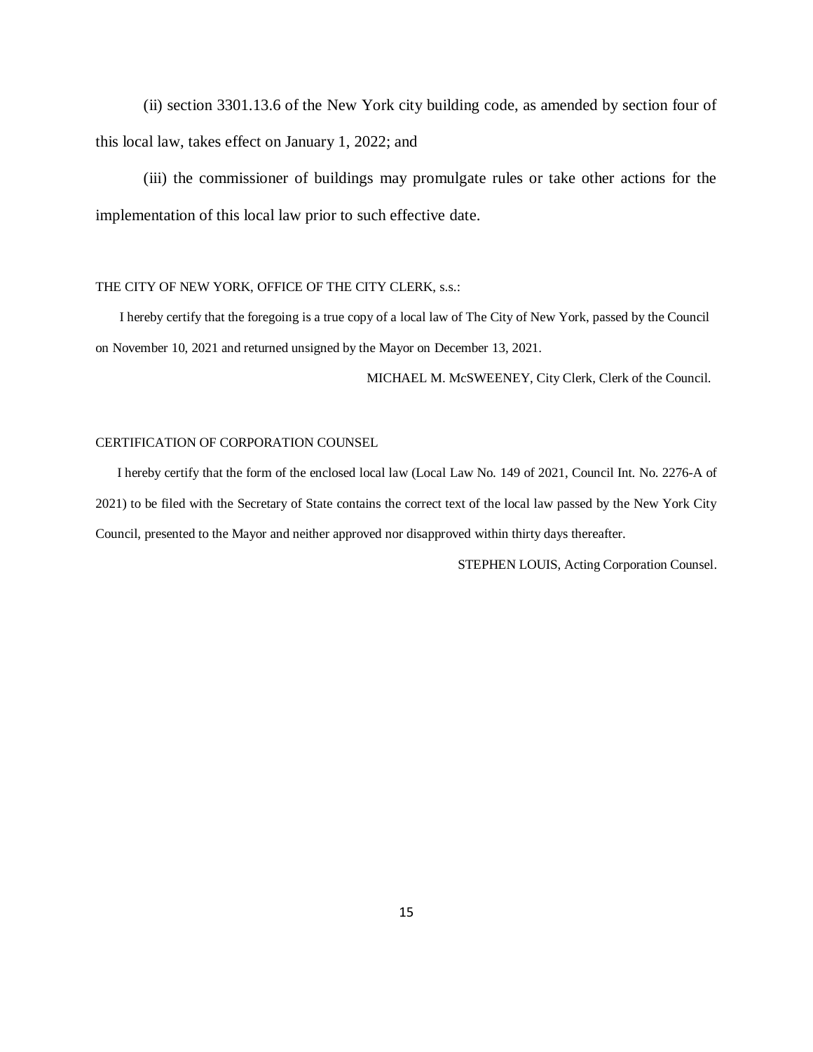(ii) section 3301.13.6 of the New York city building code, as amended by section four of this local law, takes effect on January 1, 2022; and

(iii) the commissioner of buildings may promulgate rules or take other actions for the implementation of this local law prior to such effective date.

THE CITY OF NEW YORK, OFFICE OF THE CITY CLERK, s.s.:

I hereby certify that the foregoing is a true copy of a local law of The City of New York, passed by the Council on November 10, 2021 and returned unsigned by the Mayor on December 13, 2021.

MICHAEL M. McSWEENEY, City Clerk, Clerk of the Council.

CERTIFICATION OF CORPORATION COUNSEL

I hereby certify that the form of the enclosed local law (Local Law No. 149 of 2021, Council Int. No. 2276-A of 2021) to be filed with the Secretary of State contains the correct text of the local law passed by the New York City Council, presented to the Mayor and neither approved nor disapproved within thirty days thereafter.

STEPHEN LOUIS, Acting Corporation Counsel.